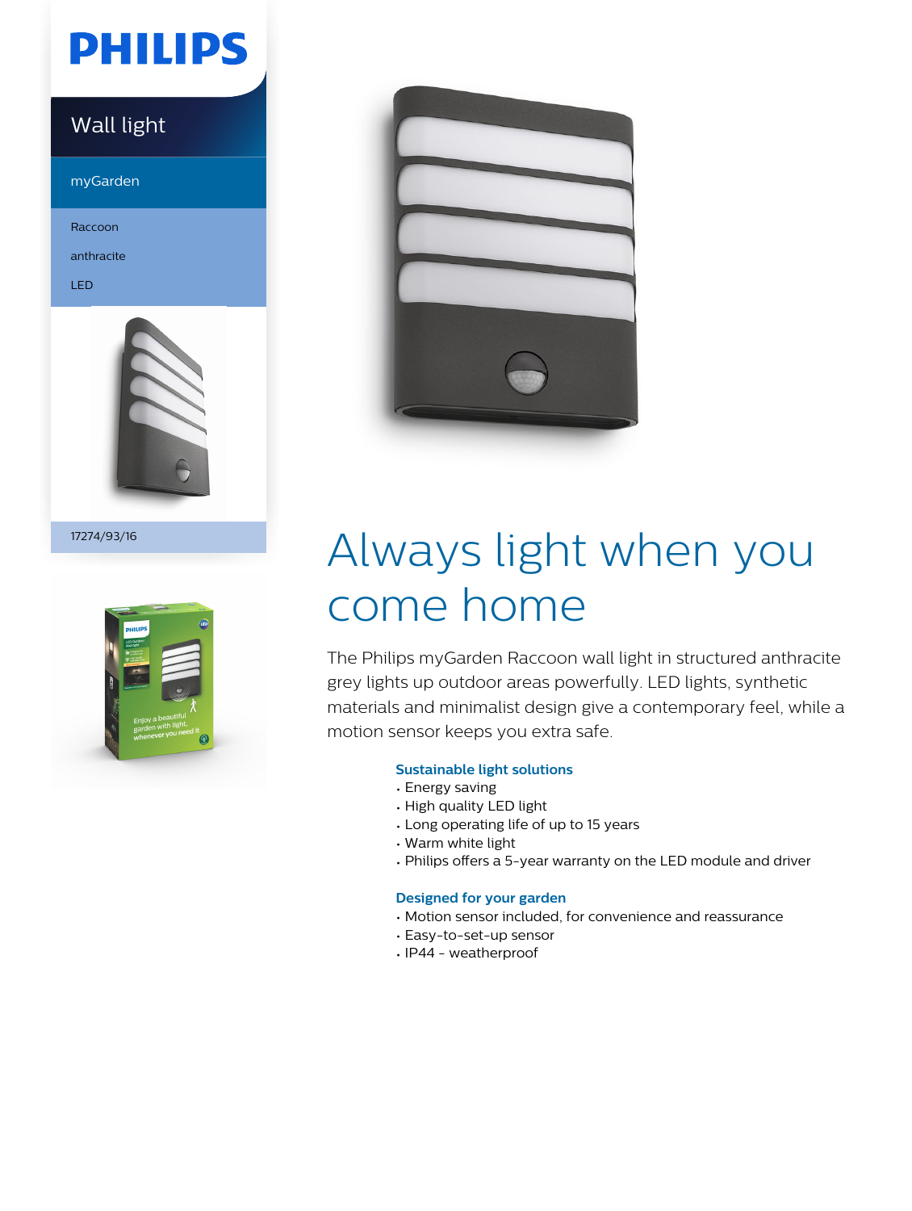PHILIPS

Wall light

myGarden

Raccoon

anthracite

LED

17274/93/16

# Always light when you come home

The Philips myGarden Raccoon wall light in structured anthracite grey lights up outdoor areas powerfully. LED lights, synthetic materials and minimalist design give a contemporary feel, while a motion sensor keeps you extra safe.

### Sustainable light solutions

- Energy saving
- High quality LED light
- Long operating life of up to 15 years
- Warm white light
- Philips offers a 5-year warranty on the LED module and driver

### Designed for your garden

- Motion sensor included, for convenience and reassurance
- Easy-to-set-up sensor
- IP44 - weatherproof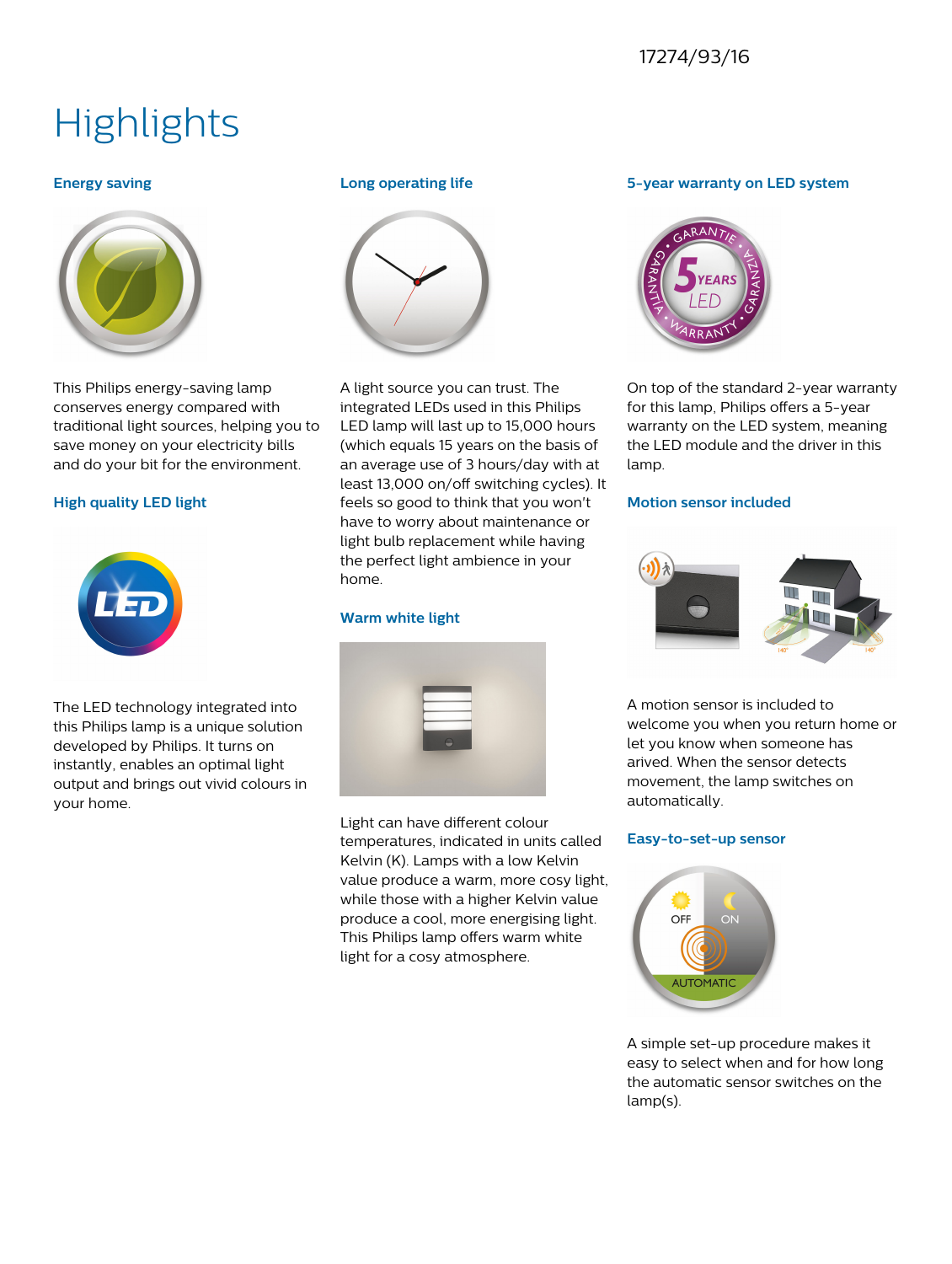17274/93/16

# Highlights

### Energy saving

This Philips energy-saving lamp conserves energy compared with traditional light sources, helping you to save money on your electricity bills and do your bit for the environment.

### High quality LED light

The LED technology integrated into this Philips lamp is a unique solution developed by Philips. It turns on instantly, enables an optimal light output and brings out vivid colours in your home.

### Long operating life

A light source you can trust. The integrated LEDs used in this Philips LED lamp will last up to 15,000 hours (which equals 15 years on the basis of an average use of 3 hours/day with at least 13,000 on/off switching cycles). It feels so good to think that you won't have to worry about maintenance or light bulb replacement while having the perfect light ambience in your home.

### Warm white light

Light can have different colour temperatures, indicated in units called Kelvin (K). Lamps with a low Kelvin value produce a warm, more cosy light, while those with a higher Kelvin value produce a cool, more energising light. This Philips lamp offers warm white light for a cosy atmosphere.

### 5-year warranty on LED system

On top of the standard 2-year warranty for this lamp, Philips offers a 5-year warranty on the LED system, meaning the LED module and the driver in this lamp.

### Motion sensor included

A motion sensor is included to welcome you when you return home or let you know when someone has arived. When the sensor detects movement, the lamp switches on automatically.

### Easy-to-set-up sensor

A simple set-up procedure makes it easy to select when and for how long the automatic sensor switches on the lamp(s).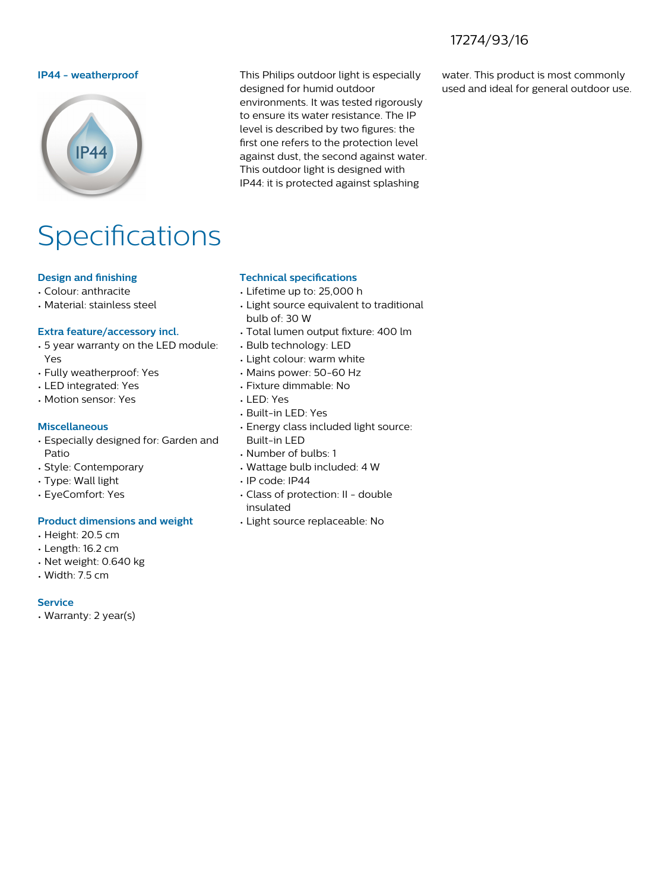17274/93/16

### IP44 - weatherproof

This Philips outdoor light is especially designed for humid outdoor environments. It was tested rigorously to ensure its water resistance. The IP level is described by two figures: the first one refers to the protection level against dust, the second against water. This outdoor light is designed with IP44: it is protected against splashing water. This product is most commonly used and ideal for general outdoor use.

# Specifications

### Design and finishing

- Colour: anthracite
- Material: stainless steel

### Extra feature/accessory incl.

- 5 year warranty on the LED module: Yes
- Fully weatherproof: Yes
- LED integrated: Yes
- Motion sensor: Yes

### Miscellaneous

- Especially designed for: Garden and Patio
- Style: Contemporary
- Type: Wall light
- EyeComfort: Yes

### Product dimensions and weight

- Height: 20.5 cm
- Length: 16.2 cm
- Net weight: 0.640 kg
- Width: 7.5 cm

### Service

- Warranty: 2 year(s)

### Technical specifications

- Lifetime up to: 25,000 h
- Light source equivalent to traditional bulb of: 30 W
- Total lumen output fixture: 400 lm
- Bulb technology: LED
- Light colour: warm white
- Mains power: 50-60 Hz
- Fixture dimmable: No
- LED: Yes
- Built-in LED: Yes
- Energy class included light source: Built-in LED
- Number of bulbs: 1
- Wattage bulb included: 4 W
- IP code: IP44
- Class of protection: II - double insulated
- Light source replaceable: No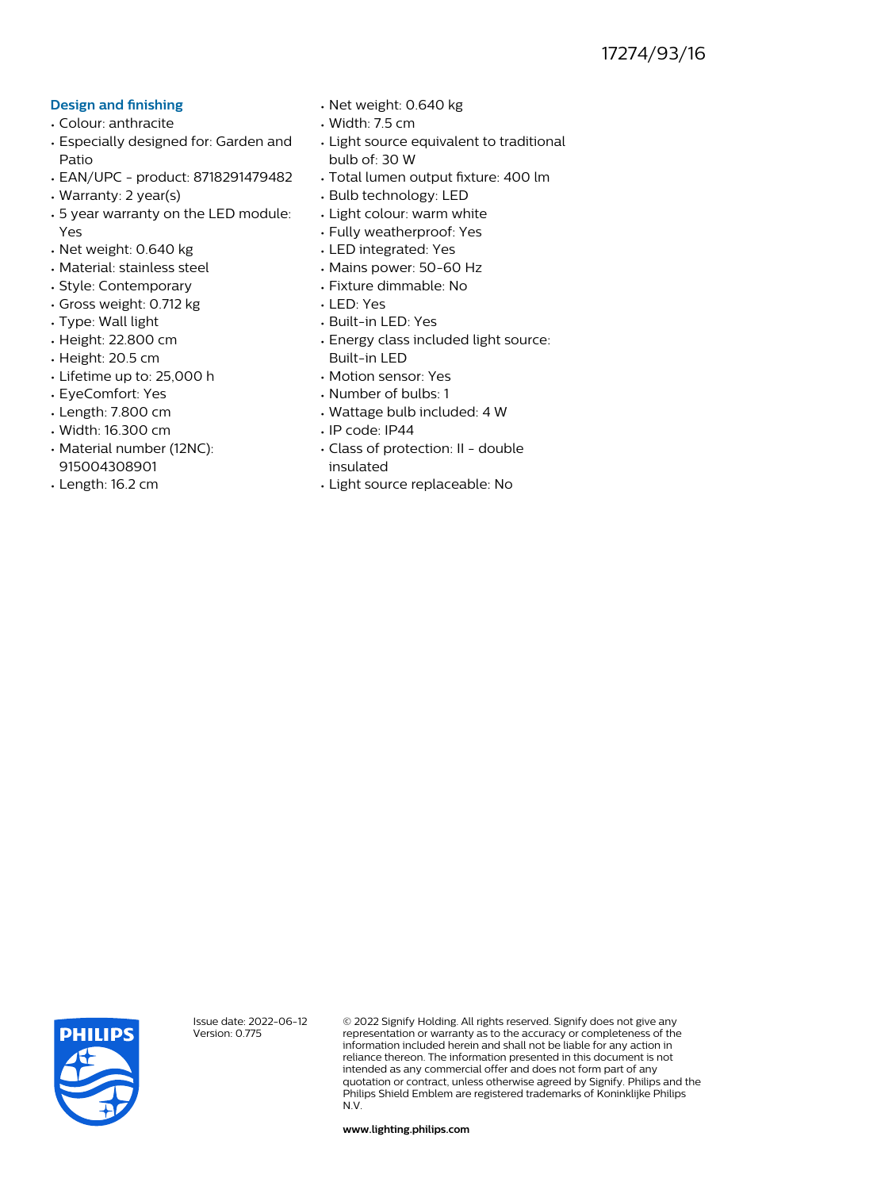17274/93/16

## Design and finishing

- Colour: anthracite
- Especially designed for: Garden and Patio
- EAN/UPC - product: 8718291479482
- Warranty: 2 year(s)
- 5 year warranty on the LED module: Yes
- Net weight: 0.640 kg
- Material: stainless steel
- Style: Contemporary
- Gross weight: 0.712 kg
- Type: Wall light
- Height: 22.800 cm
- Height: 20.5 cm
- Lifetime up to: 25,000 h
- EyeComfort: Yes
- Length: 7.800 cm
- Width: 16.300 cm
- Material number (12NC): 915004308901
- Length: 16.2 cm
- Net weight: 0.640 kg
- Width: 7.5 cm
- Light source equivalent to traditional bulb of: 30 W
- Total lumen output fixture: 400 lm
- Bulb technology: LED
- Light colour: warm white
- Fully weatherproof: Yes
- LED integrated: Yes
- Mains power: 50-60 Hz
- Fixture dimmable: No
- LED: Yes
- Built-in LED: Yes
- Energy class included light source: Built-in LED
- Motion sensor: Yes
- Number of bulbs: 1
- Wattage bulb included: 4 W
- IP code: IP44
- Class of protection: II - double insulated
- Light source replaceable: No

Issue date: 2022-06-12
Version: 0.775

© 2022 Signify Holding. All rights reserved. Signify does not give any representation or warranty as to the accuracy or completeness of the information included herein and shall not be liable for any action in reliance thereon. The information presented in this document is not intended as any commercial offer and does not form part of any quotation or contract, unless otherwise agreed by Signify. Philips and the Philips Shield Emblem are registered trademarks of Koninklijke Philips N.V.

**www.lighting.philips.com**